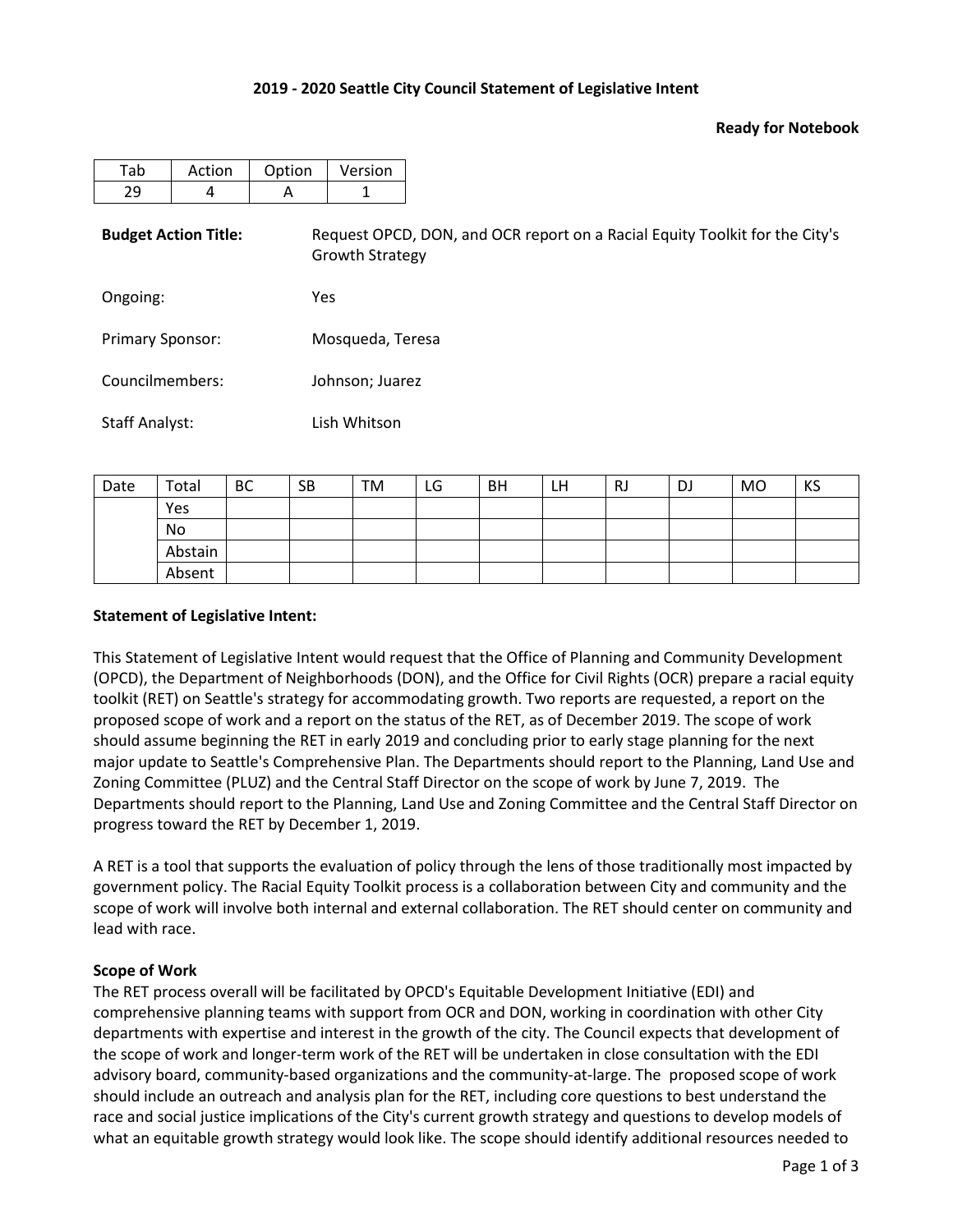**2019 - 2020 Seattle City Council Statement of Legislative Intent**

**Ready for Notebook**

| Tab | Action | Option | Version |
|---|---|---|---|
| 29 | 4 | A | 1 |

**Budget Action Title:** Request OPCD, DON, and OCR report on a Racial Equity Toolkit for the City's Growth Strategy

Ongoing: Yes

Primary Sponsor: Mosqueda, Teresa

Councilmembers: Johnson; Juarez

Staff Analyst: Lish Whitson

| Date | Total | BC | SB | TM | LG | BH | LH | RJ | DJ | MO | KS |
|---|---|---|---|---|---|---|---|---|---|---|---|
| | Yes | | | | | | | | | | |
| | No | | | | | | | | | | |
| | Abstain | | | | | | | | | | |
| | Absent | | | | | | | | | | |

**Statement of Legislative Intent:**

This Statement of Legislative Intent would request that the Office of Planning and Community Development (OPCD), the Department of Neighborhoods (DON), and the Office for Civil Rights (OCR) prepare a racial equity toolkit (RET) on Seattle's strategy for accommodating growth. Two reports are requested, a report on the proposed scope of work and a report on the status of the RET, as of December 2019. The scope of work should assume beginning the RET in early 2019 and concluding prior to early stage planning for the next major update to Seattle's Comprehensive Plan. The Departments should report to the Planning, Land Use and Zoning Committee (PLUZ) and the Central Staff Director on the scope of work by June 7, 2019. The Departments should report to the Planning, Land Use and Zoning Committee and the Central Staff Director on progress toward the RET by December 1, 2019.

A RET is a tool that supports the evaluation of policy through the lens of those traditionally most impacted by government policy. The Racial Equity Toolkit process is a collaboration between City and community and the scope of work will involve both internal and external collaboration. The RET should center on community and lead with race.

**Scope of Work**

The RET process overall will be facilitated by OPCD's Equitable Development Initiative (EDI) and comprehensive planning teams with support from OCR and DON, working in coordination with other City departments with expertise and interest in the growth of the city. The Council expects that development of the scope of work and longer-term work of the RET will be undertaken in close consultation with the EDI advisory board, community-based organizations and the community-at-large. The proposed scope of work should include an outreach and analysis plan for the RET, including core questions to best understand the race and social justice implications of the City's current growth strategy and questions to develop models of what an equitable growth strategy would look like. The scope should identify additional resources needed to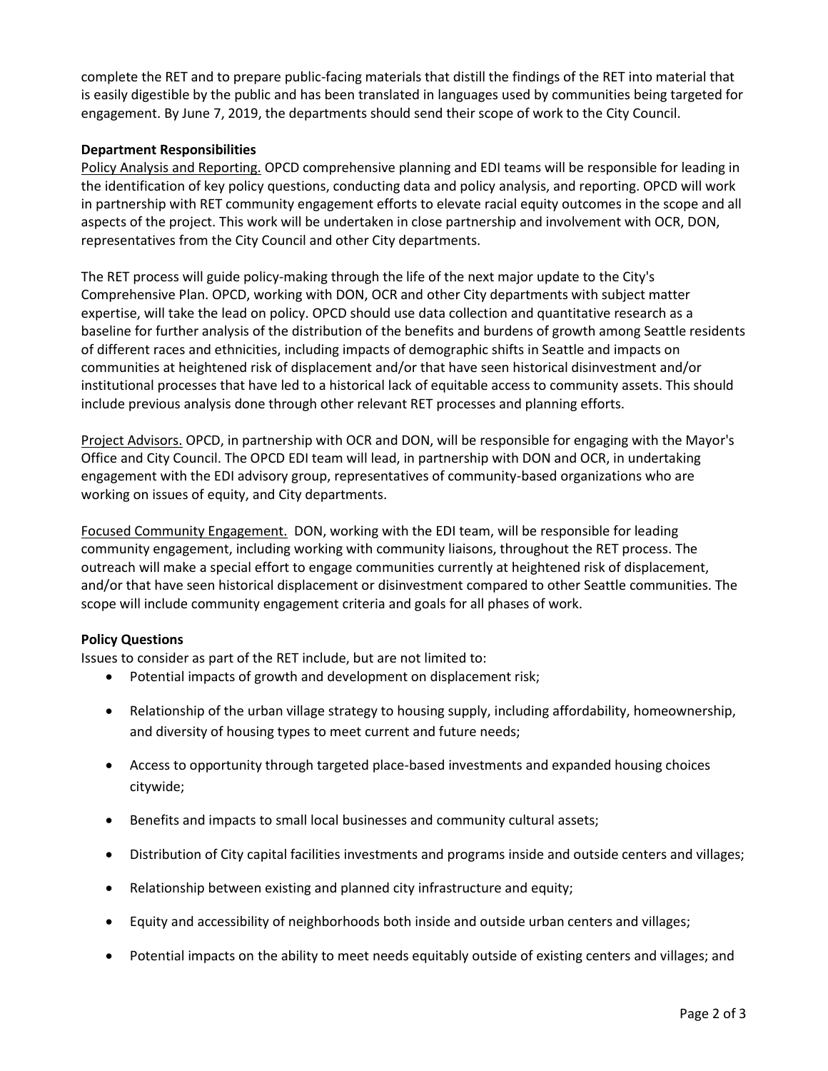complete the RET and to prepare public-facing materials that distill the findings of the RET into material that is easily digestible by the public and has been translated in languages used by communities being targeted for engagement. By June 7, 2019, the departments should send their scope of work to the City Council.

**Department Responsibilities**

Policy Analysis and Reporting. OPCD comprehensive planning and EDI teams will be responsible for leading in the identification of key policy questions, conducting data and policy analysis, and reporting. OPCD will work in partnership with RET community engagement efforts to elevate racial equity outcomes in the scope and all aspects of the project. This work will be undertaken in close partnership and involvement with OCR, DON, representatives from the City Council and other City departments.

The RET process will guide policy-making through the life of the next major update to the City's Comprehensive Plan. OPCD, working with DON, OCR and other City departments with subject matter expertise, will take the lead on policy. OPCD should use data collection and quantitative research as a baseline for further analysis of the distribution of the benefits and burdens of growth among Seattle residents of different races and ethnicities, including impacts of demographic shifts in Seattle and impacts on communities at heightened risk of displacement and/or that have seen historical disinvestment and/or institutional processes that have led to a historical lack of equitable access to community assets. This should include previous analysis done through other relevant RET processes and planning efforts.

Project Advisors. OPCD, in partnership with OCR and DON, will be responsible for engaging with the Mayor's Office and City Council. The OPCD EDI team will lead, in partnership with DON and OCR, in undertaking engagement with the EDI advisory group, representatives of community-based organizations who are working on issues of equity, and City departments.

Focused Community Engagement. DON, working with the EDI team, will be responsible for leading community engagement, including working with community liaisons, throughout the RET process. The outreach will make a special effort to engage communities currently at heightened risk of displacement, and/or that have seen historical displacement or disinvestment compared to other Seattle communities. The scope will include community engagement criteria and goals for all phases of work.

**Policy Questions**

Issues to consider as part of the RET include, but are not limited to:

- Potential impacts of growth and development on displacement risk;
- Relationship of the urban village strategy to housing supply, including affordability, homeownership, and diversity of housing types to meet current and future needs;
- Access to opportunity through targeted place-based investments and expanded housing choices citywide;
- Benefits and impacts to small local businesses and community cultural assets;
- Distribution of City capital facilities investments and programs inside and outside centers and villages;
- Relationship between existing and planned city infrastructure and equity;
- Equity and accessibility of neighborhoods both inside and outside urban centers and villages;
- Potential impacts on the ability to meet needs equitably outside of existing centers and villages; and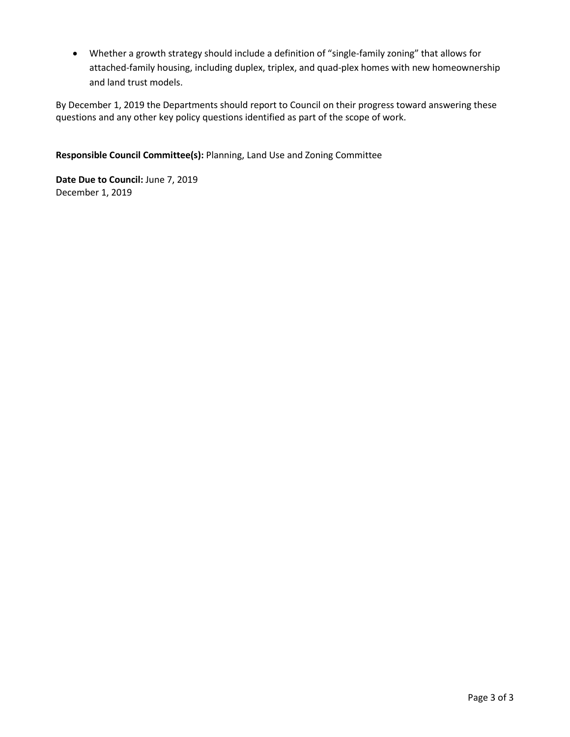- Whether a growth strategy should include a definition of "single-family zoning" that allows for attached-family housing, including duplex, triplex, and quad-plex homes with new homeownership and land trust models.

By December 1, 2019 the Departments should report to Council on their progress toward answering these questions and any other key policy questions identified as part of the scope of work.

**Responsible Council Committee(s):** Planning, Land Use and Zoning Committee

**Date Due to Council:** June 7, 2019
December 1, 2019